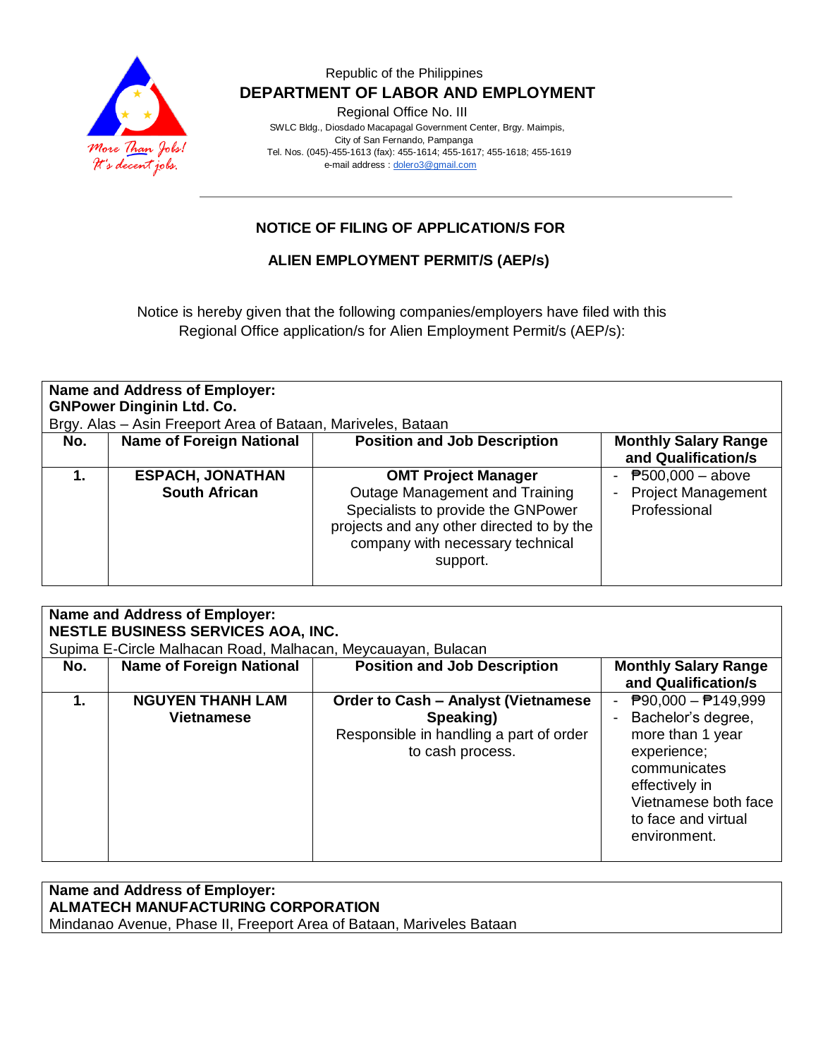Republic of the Philippines

**DEPARTMENT OF LABOR AND EMPLOYMENT**

Regional Office No. III

SWLC Bldg., Diosdado Macapagal Government Center, Brgy. Maimpis,
City of San Fernando, Pampanga
Tel. Nos. (045)-455-1613 (fax): 455-1614; 455-1617; 455-1618; 455-1619
e-mail address : dolero3@gmail.com

## NOTICE OF FILING OF APPLICATION/S FOR

## ALIEN EMPLOYMENT PERMIT/S (AEP/s)

Notice is hereby given that the following companies/employers have filed with this Regional Office application/s for Alien Employment Permit/s (AEP/s):

**Name and Address of Employer:**
**GNPower Dinginin Ltd. Co.**
Brgy. Alas – Asin Freeport Area of Bataan, Mariveles, Bataan

| No. | Name of Foreign National | Position and Job Description | Monthly Salary Range and Qualification/s |
|---|---|---|---|
| **1.** | **ESPACH, JONATHAN**<br>**South African** | **OMT Project Manager**<br>Outage Management and Training Specialists to provide the GNPower projects and any other directed to by the company with necessary technical support. | - ₱500,000 – above<br>- Project Management Professional |

**Name and Address of Employer:**
**NESTLE BUSINESS SERVICES AOA, INC.**
Supima E-Circle Malhacan Road, Malhacan, Meycauayan, Bulacan

| No. | Name of Foreign National | Position and Job Description | Monthly Salary Range and Qualification/s |
|---|---|---|---|
| **1.** | **NGUYEN THANH LAM**<br>**Vietnamese** | **Order to Cash – Analyst (Vietnamese Speaking)**<br>Responsible in handling a part of order to cash process. | - ₱90,000 – ₱149,999<br>- Bachelor's degree, more than 1 year experience; communicates effectively in Vietnamese both face to face and virtual environment. |

**Name and Address of Employer:**
**ALMATECH MANUFACTURING CORPORATION**
Mindanao Avenue, Phase II, Freeport Area of Bataan, Mariveles Bataan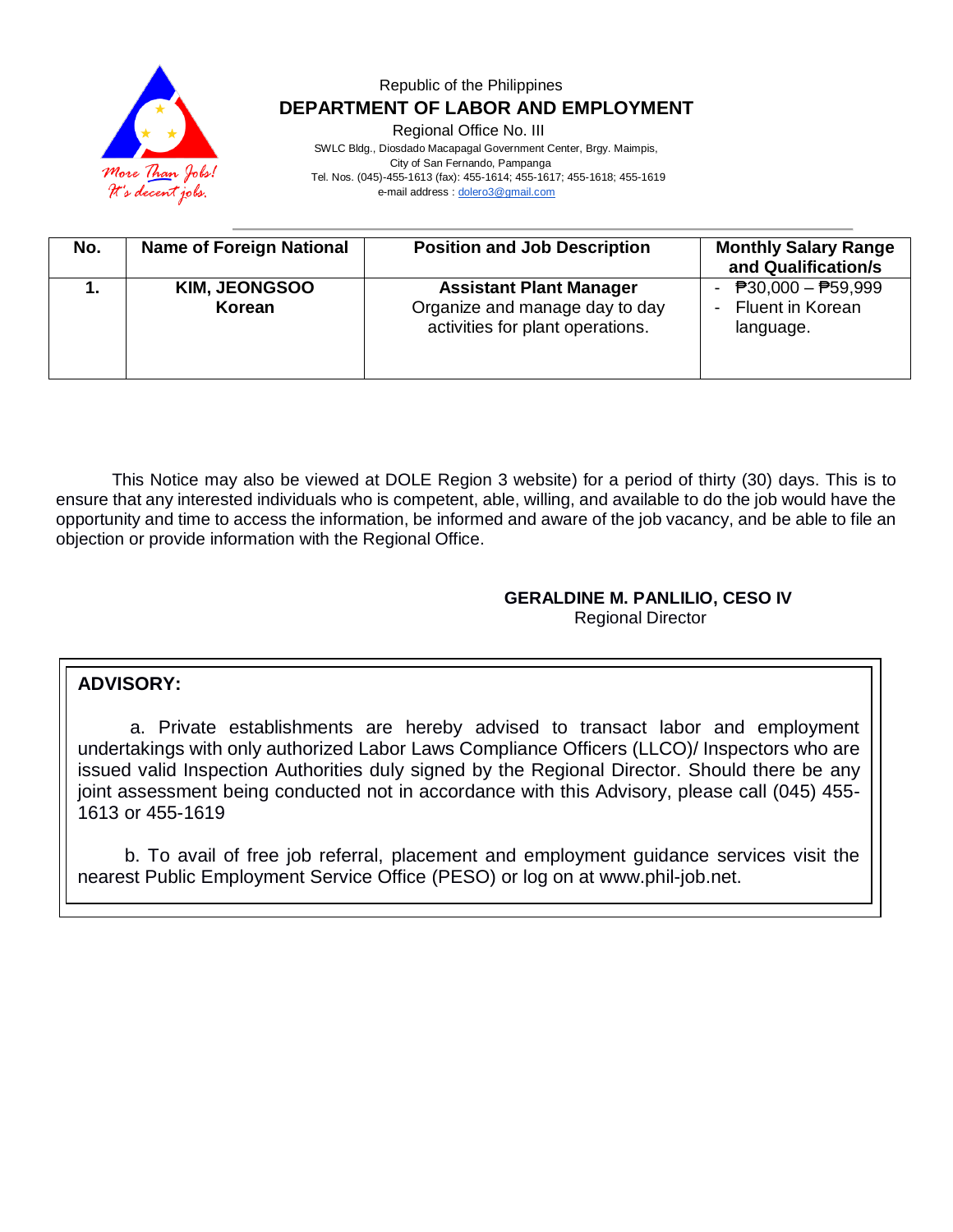Republic of the Philippines

**DEPARTMENT OF LABOR AND EMPLOYMENT**

Regional Office No. III

SWLC Bldg., Diosdado Macapagal Government Center, Brgy. Maimpis,
City of San Fernando, Pampanga
Tel. Nos. (045)-455-1613 (fax): 455-1614; 455-1617; 455-1618; 455-1619
e-mail address : dolero3@gmail.com

More Than Jobs! It's decent jobs.

| No. | Name of Foreign National | Position and Job Description | Monthly Salary Range and Qualification/s |
|---|---|---|---|
| **1.** | **KIM, JEONGSOO**<br>**Korean** | **Assistant Plant Manager**<br>Organize and manage day to day activities for plant operations. | - ₱30,000 – ₱59,999<br>- Fluent in Korean language. |

This Notice may also be viewed at DOLE Region 3 website) for a period of thirty (30) days. This is to ensure that any interested individuals who is competent, able, willing, and available to do the job would have the opportunity and time to access the information, be informed and aware of the job vacancy, and be able to file an objection or provide information with the Regional Office.

**GERALDINE M. PANLILIO, CESO IV**
Regional Director

**ADVISORY:**

a. Private establishments are hereby advised to transact labor and employment undertakings with only authorized Labor Laws Compliance Officers (LLCO)/ Inspectors who are issued valid Inspection Authorities duly signed by the Regional Director. Should there be any joint assessment being conducted not in accordance with this Advisory, please call (045) 455-1613 or 455-1619

b. To avail of free job referral, placement and employment guidance services visit the nearest Public Employment Service Office (PESO) or log on at www.phil-job.net.